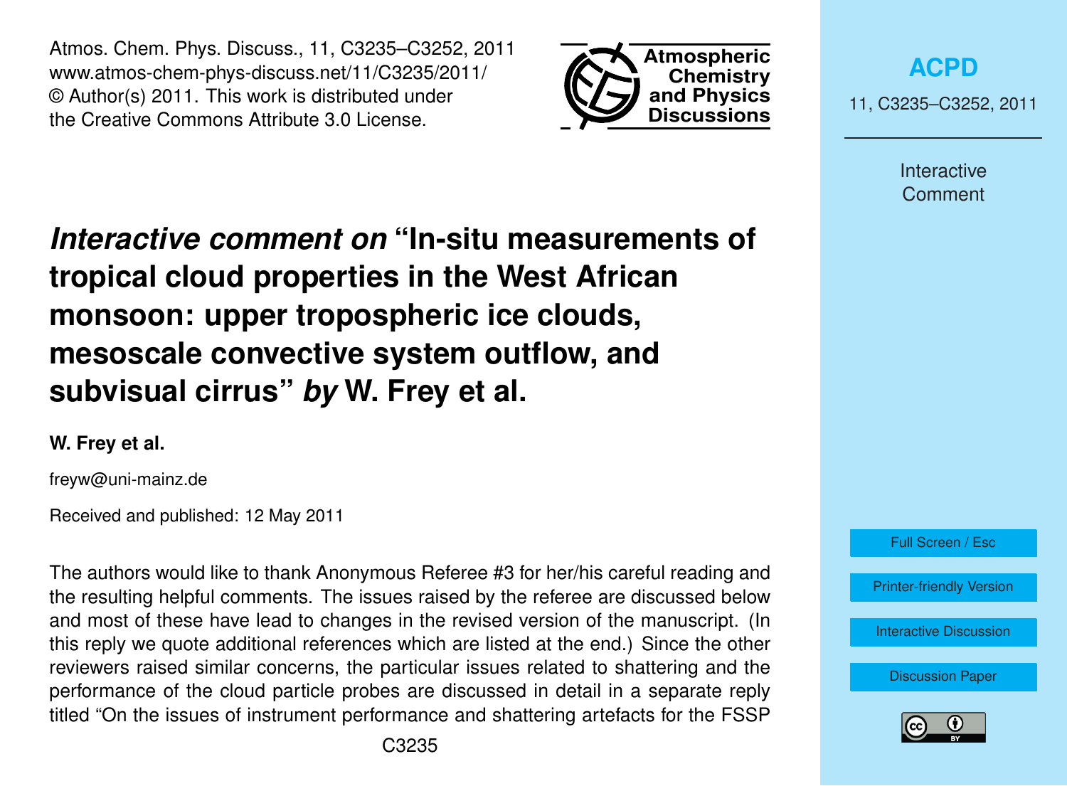Atmos. Chem. Phys. Discuss., 11, C3235–C3252, 2011
www.atmos-chem-phys-discuss.net/11/C3235/2011/
© Author(s) 2011. This work is distributed under
the Creative Commons Attribute 3.0 License.

# *Interactive comment on* "In-situ measurements of tropical cloud properties in the West African monsoon: upper tropospheric ice clouds, mesoscale convective system outflow, and subvisual cirrus" *by* W. Frey et al.

**W. Frey et al.**

freyw@uni-mainz.de

Received and published: 12 May 2011

The authors would like to thank Anonymous Referee #3 for her/his careful reading and the resulting helpful comments. The issues raised by the referee are discussed below and most of these have lead to changes in the revised version of the manuscript. (In this reply we quote additional references which are listed at the end.) Since the other reviewers raised similar concerns, the particular issues related to shattering and the performance of the cloud particle probes are discussed in detail in a separate reply titled "On the issues of instrument performance and shattering artefacts for the FSSP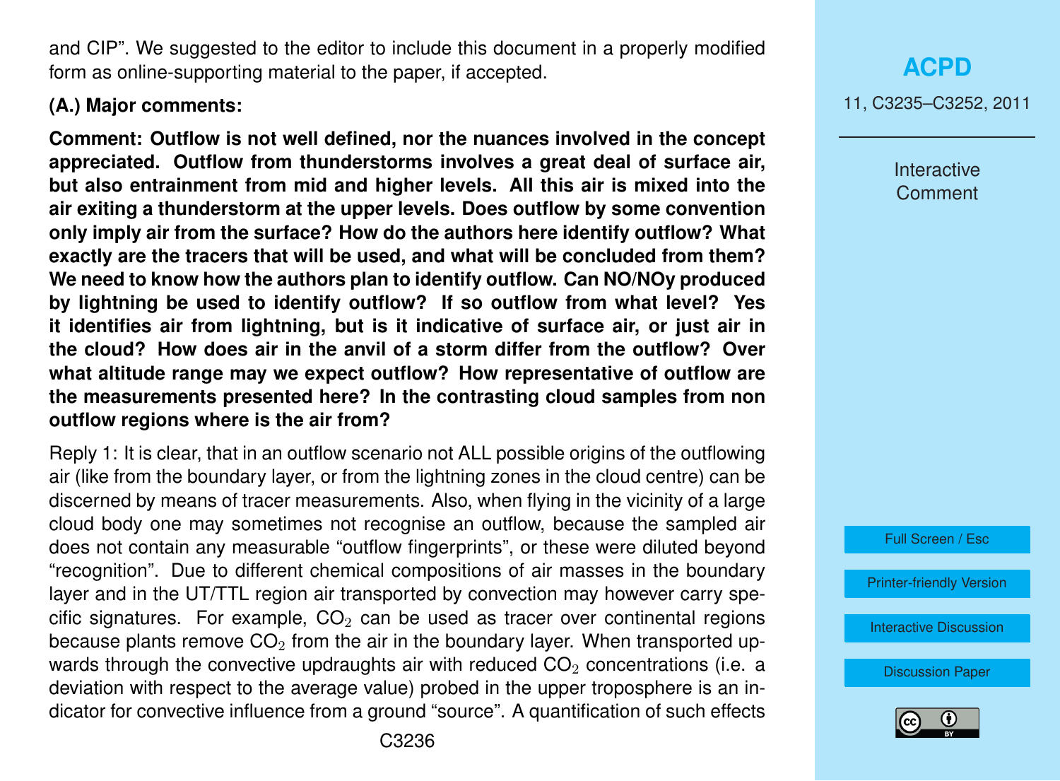and CIP". We suggested to the editor to include this document in a properly modified form as online-supporting material to the paper, if accepted.

**(A.) Major comments:**

**Comment: Outflow is not well defined, nor the nuances involved in the concept appreciated. Outflow from thunderstorms involves a great deal of surface air, but also entrainment from mid and higher levels. All this air is mixed into the air exiting a thunderstorm at the upper levels. Does outflow by some convention only imply air from the surface? How do the authors here identify outflow? What exactly are the tracers that will be used, and what will be concluded from them? We need to know how the authors plan to identify outflow. Can NO/NOy produced by lightning be used to identify outflow? If so outflow from what level? Yes it identifies air from lightning, but is it indicative of surface air, or just air in the cloud? How does air in the anvil of a storm differ from the outflow? Over what altitude range may we expect outflow? How representative of outflow are the measurements presented here? In the contrasting cloud samples from non outflow regions where is the air from?**

Reply 1: It is clear, that in an outflow scenario not ALL possible origins of the outflowing air (like from the boundary layer, or from the lightning zones in the cloud centre) can be discerned by means of tracer measurements. Also, when flying in the vicinity of a large cloud body one may sometimes not recognise an outflow, because the sampled air does not contain any measurable "outflow fingerprints", or these were diluted beyond "recognition". Due to different chemical compositions of air masses in the boundary layer and in the UT/TTL region air transported by convection may however carry specific signatures. For example, $CO_2$ can be used as tracer over continental regions because plants remove $CO_2$ from the air in the boundary layer. When transported upwards through the convective updraughts air with reduced $CO_2$ concentrations (i.e. a deviation with respect to the average value) probed in the upper troposphere is an indicator for convective influence from a ground "source". A quantification of such effects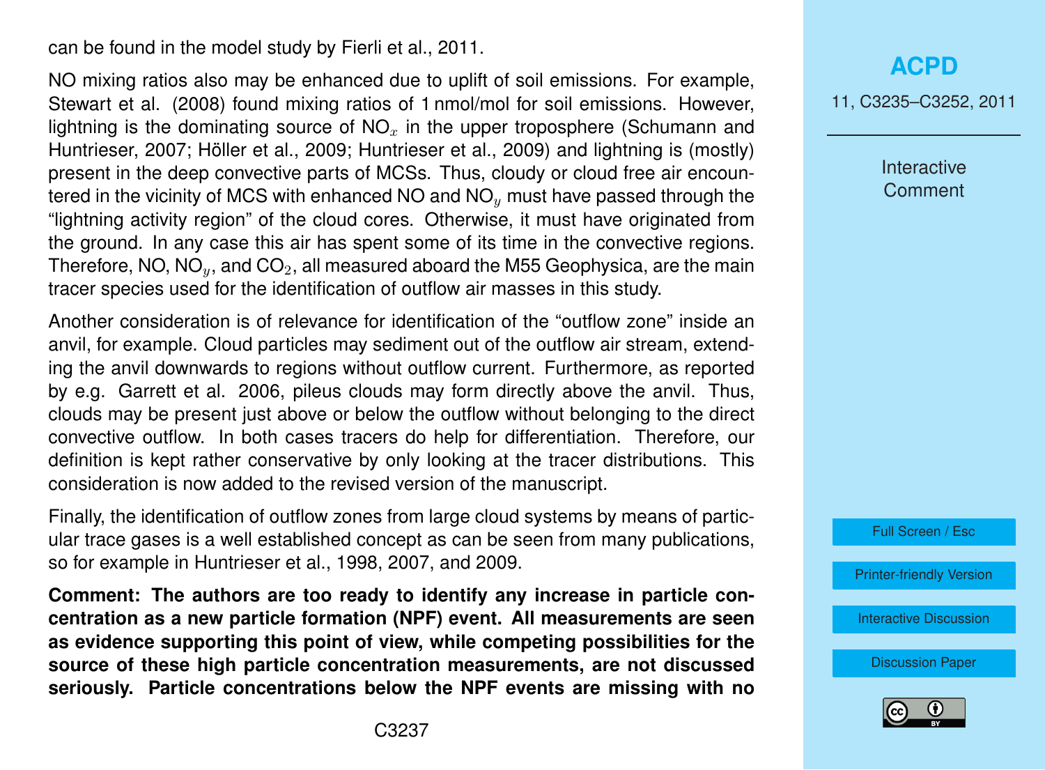can be found in the model study by Fierli et al., 2011.

NO mixing ratios also may be enhanced due to uplift of soil emissions. For example, Stewart et al. (2008) found mixing ratios of 1 nmol/mol for soil emissions. However, lightning is the dominating source of $NO_x$ in the upper troposphere (Schumann and Huntrieser, 2007; Höller et al., 2009; Huntrieser et al., 2009) and lightning is (mostly) present in the deep convective parts of MCSs. Thus, cloudy or cloud free air encountered in the vicinity of MCS with enhanced NO and $NO_y$ must have passed through the "lightning activity region" of the cloud cores. Otherwise, it must have originated from the ground. In any case this air has spent some of its time in the convective regions. Therefore, NO, $NO_y$, and $CO_2$, all measured aboard the M55 Geophysica, are the main tracer species used for the identification of outflow air masses in this study.

Another consideration is of relevance for identification of the "outflow zone" inside an anvil, for example. Cloud particles may sediment out of the outflow air stream, extending the anvil downwards to regions without outflow current. Furthermore, as reported by e.g. Garrett et al. 2006, pileus clouds may form directly above the anvil. Thus, clouds may be present just above or below the outflow without belonging to the direct convective outflow. In both cases tracers do help for differentiation. Therefore, our definition is kept rather conservative by only looking at the tracer distributions. This consideration is now added to the revised version of the manuscript.

Finally, the identification of outflow zones from large cloud systems by means of particular trace gases is a well established concept as can be seen from many publications, so for example in Huntrieser et al., 1998, 2007, and 2009.

**Comment: The authors are too ready to identify any increase in particle concentration as a new particle formation (NPF) event. All measurements are seen as evidence supporting this point of view, while competing possibilities for the source of these high particle concentration measurements, are not discussed seriously. Particle concentrations below the NPF events are missing with no**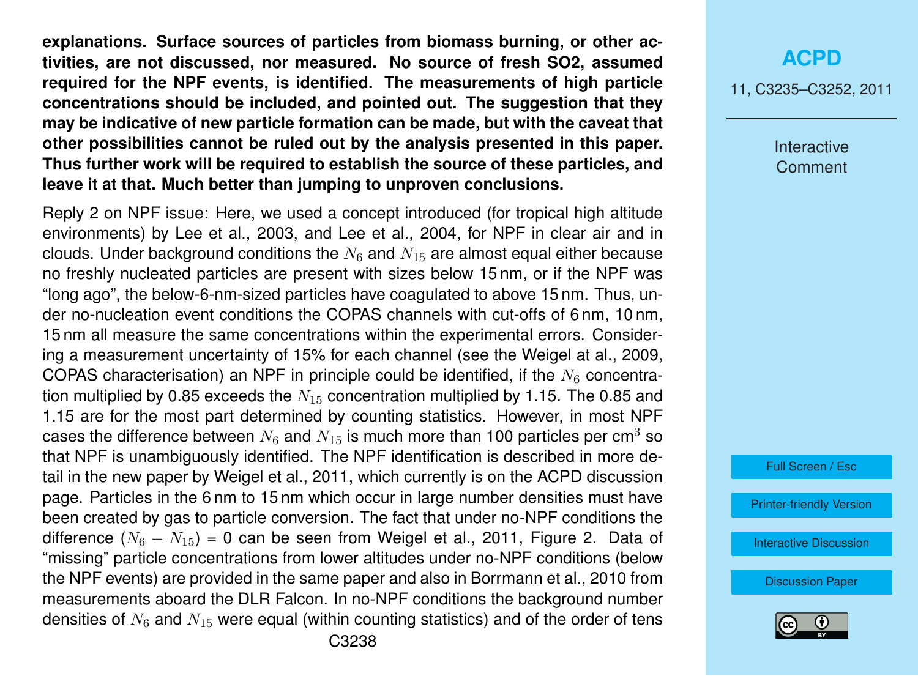**explanations. Surface sources of particles from biomass burning, or other activities, are not discussed, nor measured. No source of fresh SO2, assumed required for the NPF events, is identified. The measurements of high particle concentrations should be included, and pointed out. The suggestion that they may be indicative of new particle formation can be made, but with the caveat that other possibilities cannot be ruled out by the analysis presented in this paper. Thus further work will be required to establish the source of these particles, and leave it at that. Much better than jumping to unproven conclusions.**

Reply 2 on NPF issue: Here, we used a concept introduced (for tropical high altitude environments) by Lee et al., 2003, and Lee et al., 2004, for NPF in clear air and in clouds. Under background conditions the $N_6$ and $N_{15}$ are almost equal either because no freshly nucleated particles are present with sizes below 15 nm, or if the NPF was "long ago", the below-6-nm-sized particles have coagulated to above 15 nm. Thus, under no-nucleation event conditions the COPAS channels with cut-offs of 6 nm, 10 nm, 15 nm all measure the same concentrations within the experimental errors. Considering a measurement uncertainty of 15% for each channel (see the Weigel at al., 2009, COPAS characterisation) an NPF in principle could be identified, if the $N_6$ concentration multiplied by 0.85 exceeds the $N_{15}$ concentration multiplied by 1.15. The 0.85 and 1.15 are for the most part determined by counting statistics. However, in most NPF cases the difference between $N_6$ and $N_{15}$ is much more than 100 particles per cm$^3$ so that NPF is unambiguously identified. The NPF identification is described in more detail in the new paper by Weigel et al., 2011, which currently is on the ACPD discussion page. Particles in the 6 nm to 15 nm which occur in large number densities must have been created by gas to particle conversion. The fact that under no-NPF conditions the difference ($N_6 - N_{15}$) = 0 can be seen from Weigel et al., 2011, Figure 2. Data of "missing" particle concentrations from lower altitudes under no-NPF conditions (below the NPF events) are provided in the same paper and also in Borrmann et al., 2010 from measurements aboard the DLR Falcon. In no-NPF conditions the background number densities of $N_6$ and $N_{15}$ were equal (within counting statistics) and of the order of tens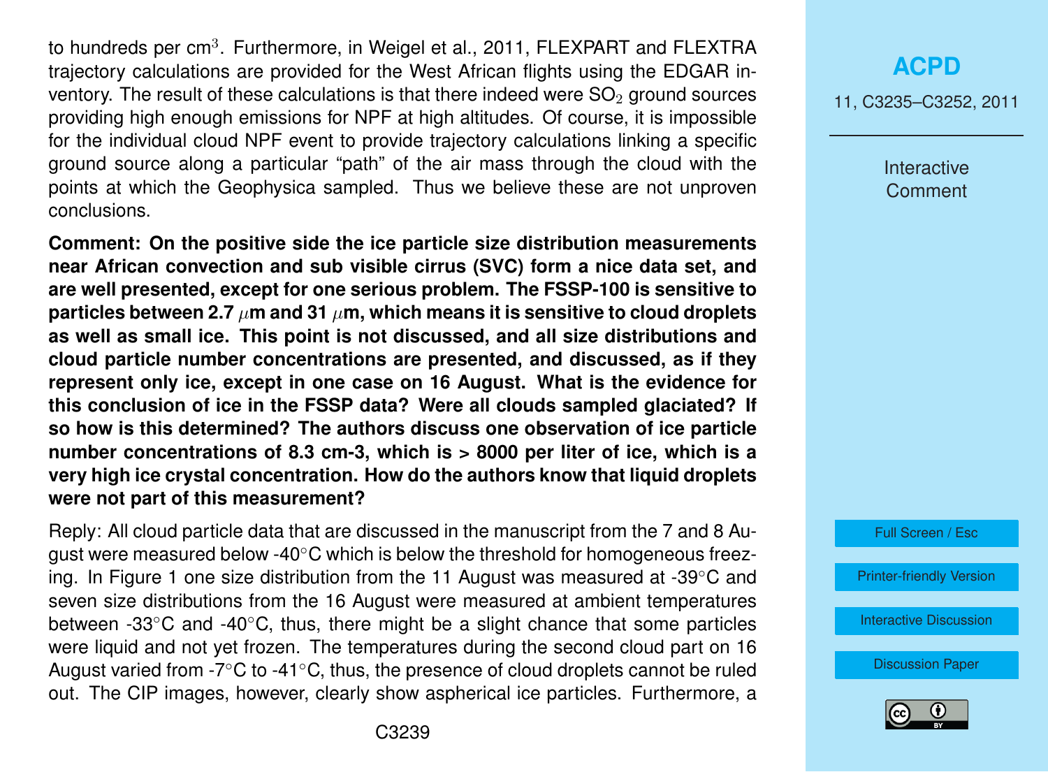to hundreds per cm$^3$. Furthermore, in Weigel et al., 2011, FLEXPART and FLEXTRA trajectory calculations are provided for the West African flights using the EDGAR inventory. The result of these calculations is that there indeed were $SO_2$ ground sources providing high enough emissions for NPF at high altitudes. Of course, it is impossible for the individual cloud NPF event to provide trajectory calculations linking a specific ground source along a particular "path" of the air mass through the cloud with the points at which the Geophysica sampled. Thus we believe these are not unproven conclusions.

**Comment: On the positive side the ice particle size distribution measurements near African convection and sub visible cirrus (SVC) form a nice data set, and are well presented, except for one serious problem. The FSSP-100 is sensitive to particles between 2.7 $\mu$m and 31 $\mu$m, which means it is sensitive to cloud droplets as well as small ice. This point is not discussed, and all size distributions and cloud particle number concentrations are presented, and discussed, as if they represent only ice, except in one case on 16 August. What is the evidence for this conclusion of ice in the FSSP data? Were all clouds sampled glaciated? If so how is this determined? The authors discuss one observation of ice particle number concentrations of 8.3 cm-3, which is > 8000 per liter of ice, which is a very high ice crystal concentration. How do the authors know that liquid droplets were not part of this measurement?**

Reply: All cloud particle data that are discussed in the manuscript from the 7 and 8 August were measured below -40°C which is below the threshold for homogeneous freezing. In Figure 1 one size distribution from the 11 August was measured at -39°C and seven size distributions from the 16 August were measured at ambient temperatures between -33°C and -40°C, thus, there might be a slight chance that some particles were liquid and not yet frozen. The temperatures during the second cloud part on 16 August varied from -7°C to -41°C, thus, the presence of cloud droplets cannot be ruled out. The CIP images, however, clearly show aspherical ice particles. Furthermore, a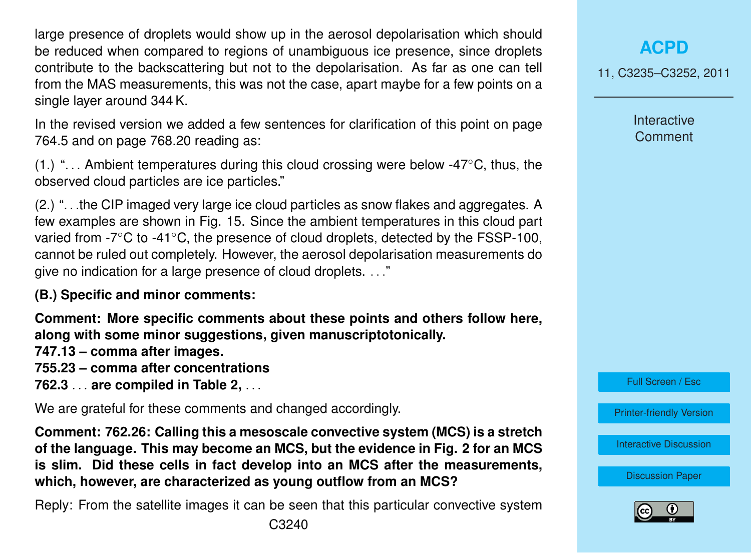large presence of droplets would show up in the aerosol depolarisation which should be reduced when compared to regions of unambiguous ice presence, since droplets contribute to the backscattering but not to the depolarisation. As far as one can tell from the MAS measurements, this was not the case, apart maybe for a few points on a single layer around 344 K.

In the revised version we added a few sentences for clarification of this point on page 764.5 and on page 768.20 reading as:

(1.) "... Ambient temperatures during this cloud crossing were below -47°C, thus, the observed cloud particles are ice particles."

(2.) "...the CIP imaged very large ice cloud particles as snow flakes and aggregates. A few examples are shown in Fig. 15. Since the ambient temperatures in this cloud part varied from -7°C to -41°C, the presence of cloud droplets, detected by the FSSP-100, cannot be ruled out completely. However, the aerosol depolarisation measurements do give no indication for a large presence of cloud droplets. ..."

**(B.) Specific and minor comments:**

**Comment: More specific comments about these points and others follow here, along with some minor suggestions, given manuscriptotonically.**
**747.13 – comma after images.**
**755.23 – comma after concentrations**
**762.3** ... **are compiled in Table 2,** ...

We are grateful for these comments and changed accordingly.

**Comment: 762.26: Calling this a mesoscale convective system (MCS) is a stretch of the language. This may become an MCS, but the evidence in Fig. 2 for an MCS is slim. Did these cells in fact develop into an MCS after the measurements, which, however, are characterized as young outflow from an MCS?**

Reply: From the satellite images it can be seen that this particular convective system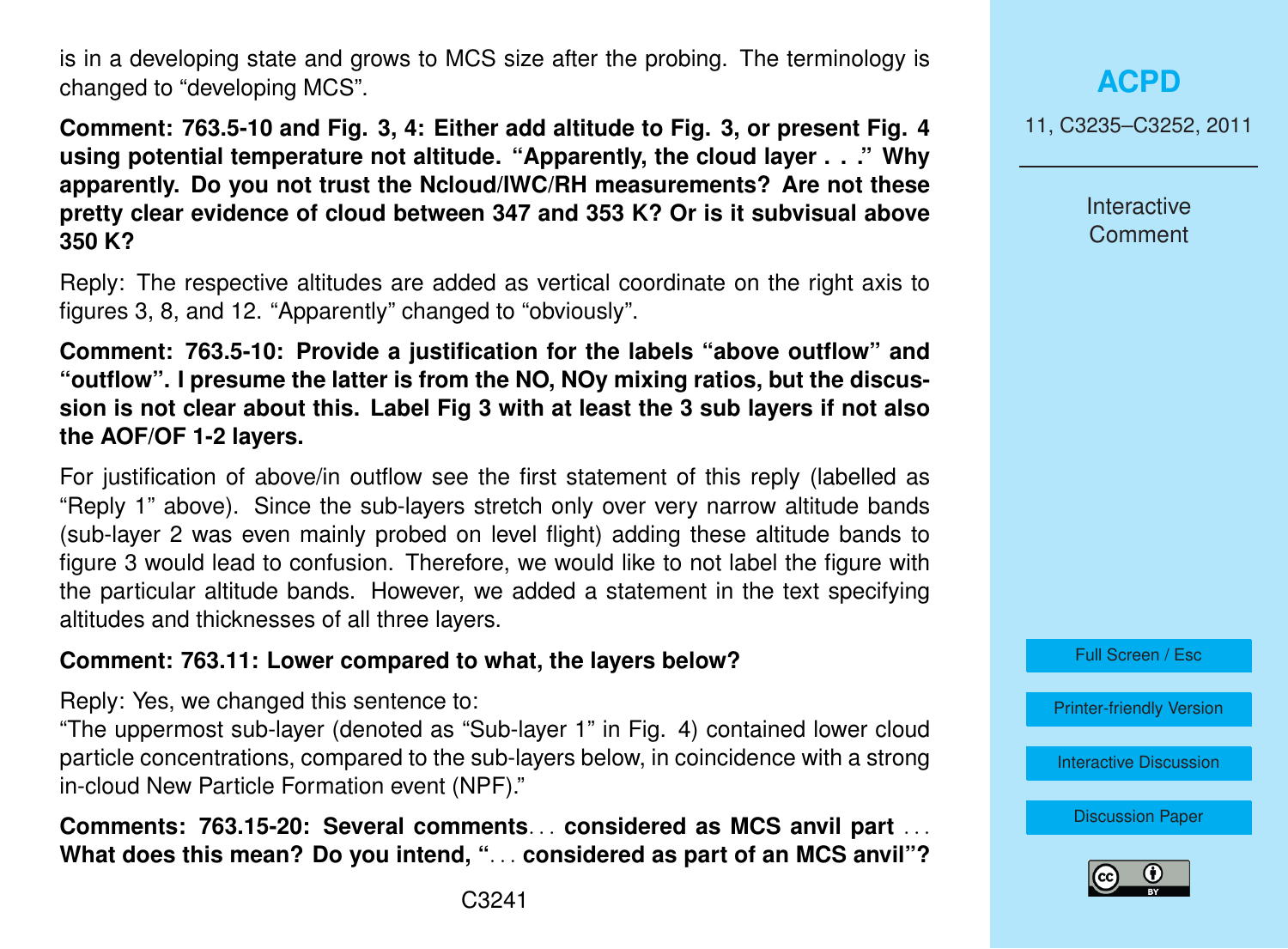is in a developing state and grows to MCS size after the probing. The terminology is changed to "developing MCS".

**Comment: 763.5-10 and Fig. 3, 4: Either add altitude to Fig. 3, or present Fig. 4 using potential temperature not altitude. "Apparently, the cloud layer . . ." Why apparently. Do you not trust the Ncloud/IWC/RH measurements? Are not these pretty clear evidence of cloud between 347 and 353 K? Or is it subvisual above 350 K?**

Reply: The respective altitudes are added as vertical coordinate on the right axis to figures 3, 8, and 12. "Apparently" changed to "obviously".

**Comment: 763.5-10: Provide a justification for the labels "above outflow" and "outflow". I presume the latter is from the NO, NOy mixing ratios, but the discussion is not clear about this. Label Fig 3 with at least the 3 sub layers if not also the AOF/OF 1-2 layers.**

For justification of above/in outflow see the first statement of this reply (labelled as "Reply 1" above). Since the sub-layers stretch only over very narrow altitude bands (sub-layer 2 was even mainly probed on level flight) adding these altitude bands to figure 3 would lead to confusion. Therefore, we would like to not label the figure with the particular altitude bands. However, we added a statement in the text specifying altitudes and thicknesses of all three layers.

**Comment: 763.11: Lower compared to what, the layers below?**

Reply: Yes, we changed this sentence to:
"The uppermost sub-layer (denoted as "Sub-layer 1" in Fig. 4) contained lower cloud particle concentrations, compared to the sub-layers below, in coincidence with a strong in-cloud New Particle Formation event (NPF)."

**Comments: 763.15-20: Several comments**. . . **considered as MCS anvil part** . . . **What does this mean? Do you intend, "**. . . **considered as part of an MCS anvil"?**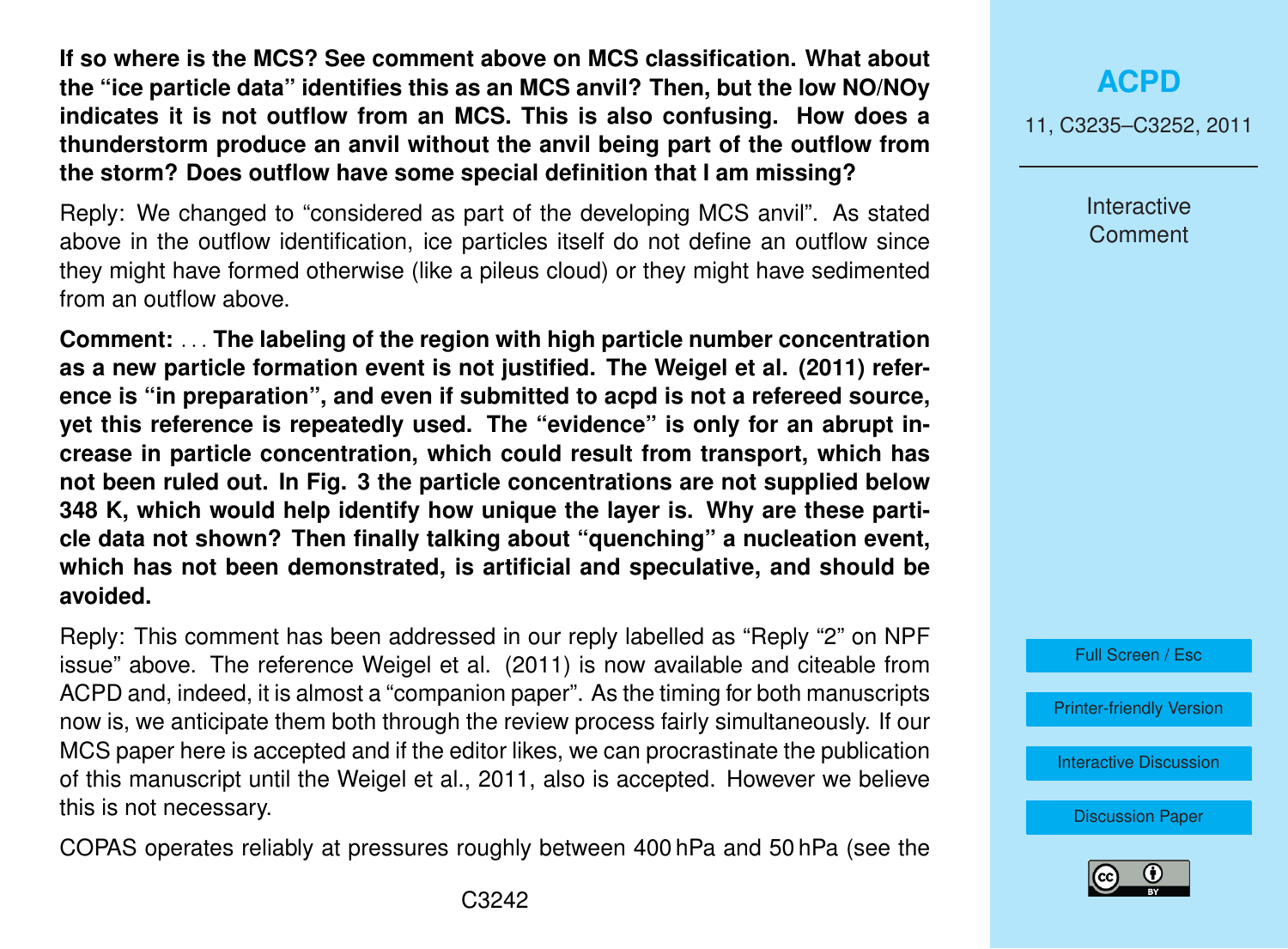**If so where is the MCS? See comment above on MCS classification. What about the "ice particle data" identifies this as an MCS anvil? Then, but the low NO/NOy indicates it is not outflow from an MCS. This is also confusing. How does a thunderstorm produce an anvil without the anvil being part of the outflow from the storm? Does outflow have some special definition that I am missing?**

Reply: We changed to "considered as part of the developing MCS anvil". As stated above in the outflow identification, ice particles itself do not define an outflow since they might have formed otherwise (like a pileus cloud) or they might have sedimented from an outflow above.

**Comment:** ... **The labeling of the region with high particle number concentration as a new particle formation event is not justified. The Weigel et al. (2011) reference is "in preparation", and even if submitted to acpd is not a refereed source, yet this reference is repeatedly used. The "evidence" is only for an abrupt increase in particle concentration, which could result from transport, which has not been ruled out. In Fig. 3 the particle concentrations are not supplied below 348 K, which would help identify how unique the layer is. Why are these particle data not shown? Then finally talking about "quenching" a nucleation event, which has not been demonstrated, is artificial and speculative, and should be avoided.**

Reply: This comment has been addressed in our reply labelled as "Reply "2" on NPF issue" above. The reference Weigel et al. (2011) is now available and citeable from ACPD and, indeed, it is almost a "companion paper". As the timing for both manuscripts now is, we anticipate them both through the review process fairly simultaneously. If our MCS paper here is accepted and if the editor likes, we can procrastinate the publication of this manuscript until the Weigel et al., 2011, also is accepted. However we believe this is not necessary.

COPAS operates reliably at pressures roughly between 400 hPa and 50 hPa (see the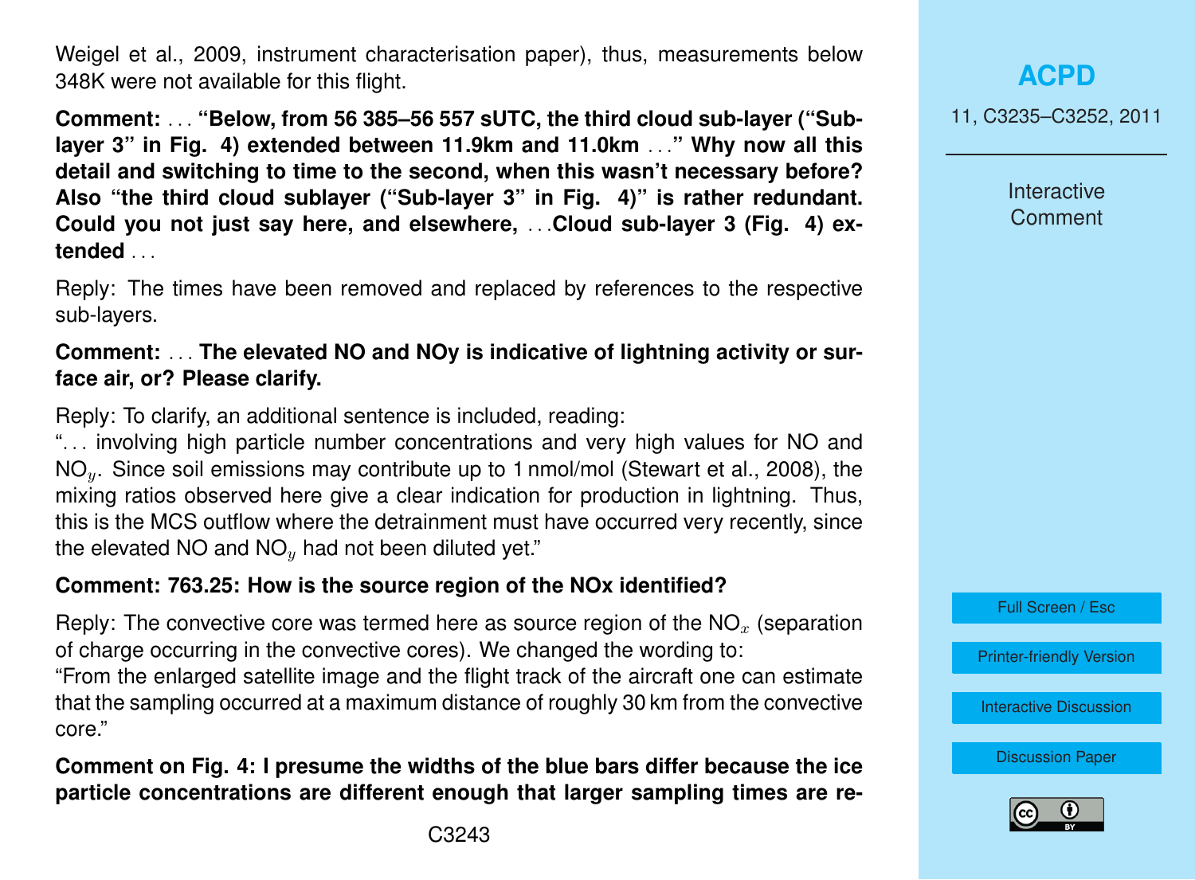Weigel et al., 2009, instrument characterisation paper), thus, measurements below 348K were not available for this flight.

**Comment:** . . . **"Below, from 56 385–56 557 sUTC, the third cloud sub-layer ("Sub-layer 3" in Fig. 4) extended between 11.9km and 11.0km** . . .**" Why now all this detail and switching to time to the second, when this wasn't necessary before? Also "the third cloud sublayer ("Sub-layer 3" in Fig. 4)" is rather redundant. Could you not just say here, and elsewhere,** . . .**Cloud sub-layer 3 (Fig. 4) extended** . . .

Reply: The times have been removed and replaced by references to the respective sub-layers.

**Comment:** . . . **The elevated NO and NOy is indicative of lightning activity or surface air, or? Please clarify.**

Reply: To clarify, an additional sentence is included, reading:
". . . involving high particle number concentrations and very high values for NO and $NO_y$. Since soil emissions may contribute up to 1 nmol/mol (Stewart et al., 2008), the mixing ratios observed here give a clear indication for production in lightning. Thus, this is the MCS outflow where the detrainment must have occurred very recently, since the elevated NO and $NO_y$ had not been diluted yet."

**Comment: 763.25: How is the source region of the NOx identified?**

Reply: The convective core was termed here as source region of the $NO_x$ (separation of charge occurring in the convective cores). We changed the wording to:
"From the enlarged satellite image and the flight track of the aircraft one can estimate that the sampling occurred at a maximum distance of roughly 30 km from the convective core."

**Comment on Fig. 4: I presume the widths of the blue bars differ because the ice particle concentrations are different enough that larger sampling times are re-**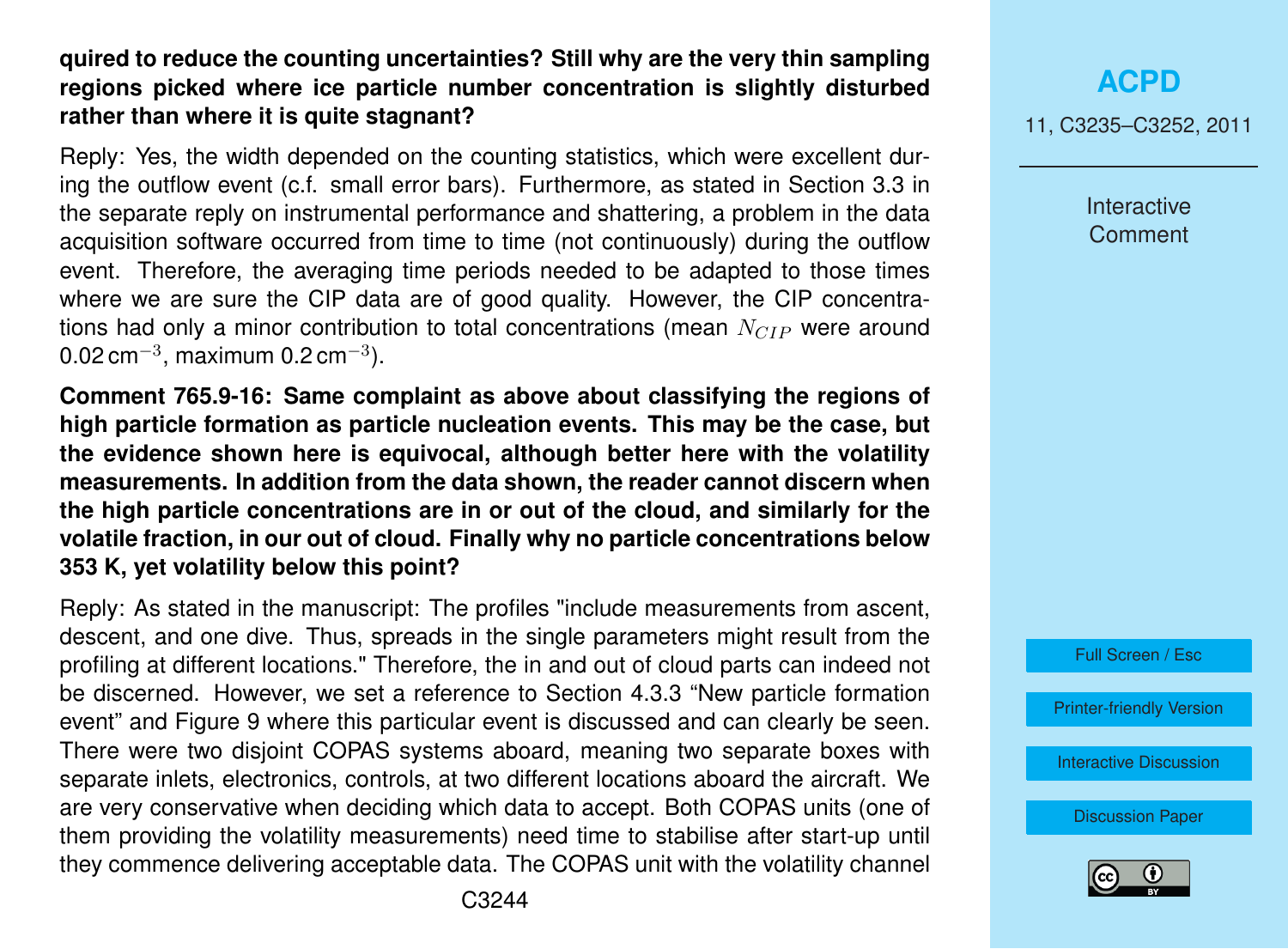**quired to reduce the counting uncertainties? Still why are the very thin sampling regions picked where ice particle number concentration is slightly disturbed rather than where it is quite stagnant?**

Reply: Yes, the width depended on the counting statistics, which were excellent during the outflow event (c.f. small error bars). Furthermore, as stated in Section 3.3 in the separate reply on instrumental performance and shattering, a problem in the data acquisition software occurred from time to time (not continuously) during the outflow event. Therefore, the averaging time periods needed to be adapted to those times where we are sure the CIP data are of good quality. However, the CIP concentrations had only a minor contribution to total concentrations (mean $N_{CIP}$ were around 0.02 $cm^{-3}$, maximum 0.2 $cm^{-3}$).

**Comment 765.9-16: Same complaint as above about classifying the regions of high particle formation as particle nucleation events. This may be the case, but the evidence shown here is equivocal, although better here with the volatility measurements. In addition from the data shown, the reader cannot discern when the high particle concentrations are in or out of the cloud, and similarly for the volatile fraction, in our out of cloud. Finally why no particle concentrations below 353 K, yet volatility below this point?**

Reply: As stated in the manuscript: The profiles "include measurements from ascent, descent, and one dive. Thus, spreads in the single parameters might result from the profiling at different locations." Therefore, the in and out of cloud parts can indeed not be discerned. However, we set a reference to Section 4.3.3 "New particle formation event" and Figure 9 where this particular event is discussed and can clearly be seen. There were two disjoint COPAS systems aboard, meaning two separate boxes with separate inlets, electronics, controls, at two different locations aboard the aircraft. We are very conservative when deciding which data to accept. Both COPAS units (one of them providing the volatility measurements) need time to stabilise after start-up until they commence delivering acceptable data. The COPAS unit with the volatility channel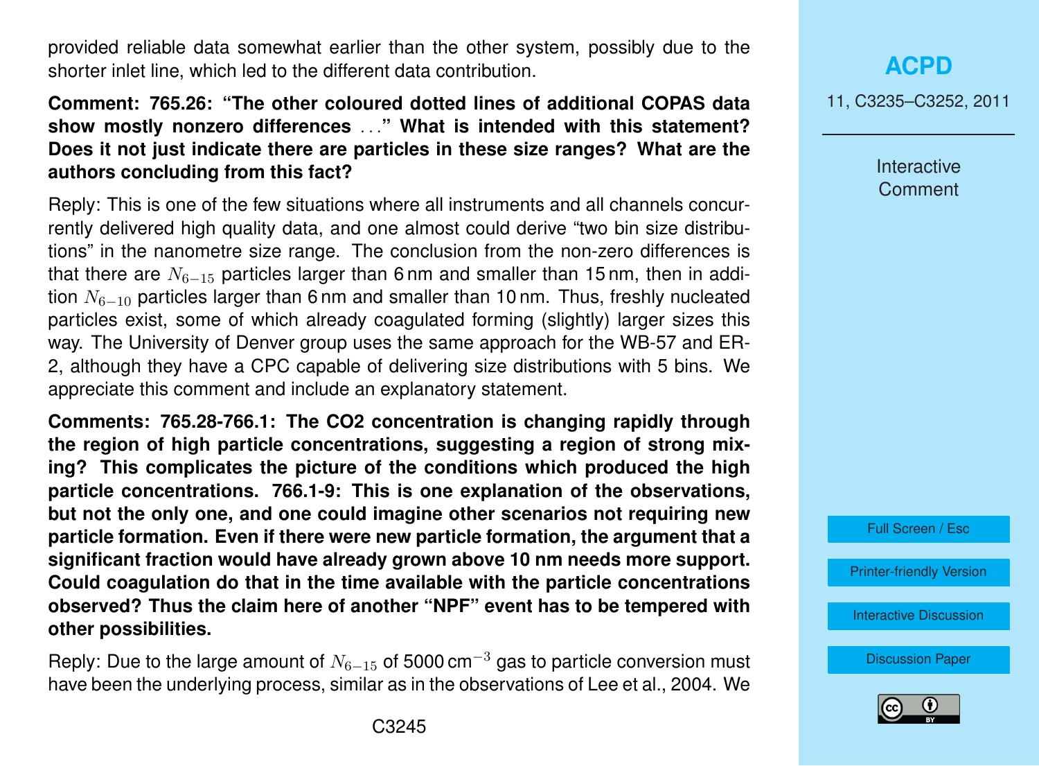provided reliable data somewhat earlier than the other system, possibly due to the shorter inlet line, which led to the different data contribution.

**Comment: 765.26: "The other coloured dotted lines of additional COPAS data show mostly nonzero differences ..." What is intended with this statement? Does it not just indicate there are particles in these size ranges? What are the authors concluding from this fact?**

Reply: This is one of the few situations where all instruments and all channels concurrently delivered high quality data, and one almost could derive "two bin size distributions" in the nanometre size range. The conclusion from the non-zero differences is that there are $N_{6-15}$ particles larger than 6 nm and smaller than 15 nm, then in addition $N_{6-10}$ particles larger than 6 nm and smaller than 10 nm. Thus, freshly nucleated particles exist, some of which already coagulated forming (slightly) larger sizes this way. The University of Denver group uses the same approach for the WB-57 and ER-2, although they have a CPC capable of delivering size distributions with 5 bins. We appreciate this comment and include an explanatory statement.

**Comments: 765.28-766.1: The CO2 concentration is changing rapidly through the region of high particle concentrations, suggesting a region of strong mixing? This complicates the picture of the conditions which produced the high particle concentrations. 766.1-9: This is one explanation of the observations, but not the only one, and one could imagine other scenarios not requiring new particle formation. Even if there were new particle formation, the argument that a significant fraction would have already grown above 10 nm needs more support. Could coagulation do that in the time available with the particle concentrations observed? Thus the claim here of another "NPF" event has to be tempered with other possibilities.**

Reply: Due to the large amount of $N_{6-15}$ of 5000 $cm^{-3}$ gas to particle conversion must have been the underlying process, similar as in the observations of Lee et al., 2004. We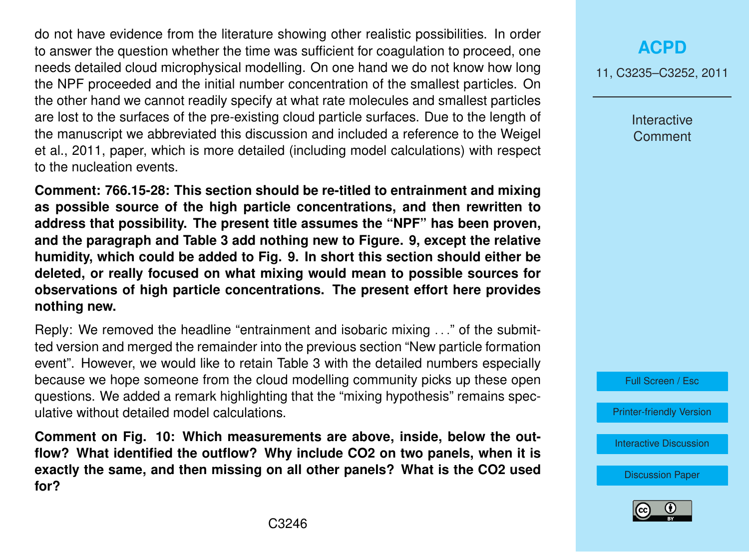do not have evidence from the literature showing other realistic possibilities. In order to answer the question whether the time was sufficient for coagulation to proceed, one needs detailed cloud microphysical modelling. On one hand we do not know how long the NPF proceeded and the initial number concentration of the smallest particles. On the other hand we cannot readily specify at what rate molecules and smallest particles are lost to the surfaces of the pre-existing cloud particle surfaces. Due to the length of the manuscript we abbreviated this discussion and included a reference to the Weigel et al., 2011, paper, which is more detailed (including model calculations) with respect to the nucleation events.

**Comment: 766.15-28: This section should be re-titled to entrainment and mixing as possible source of the high particle concentrations, and then rewritten to address that possibility. The present title assumes the "NPF" has been proven, and the paragraph and Table 3 add nothing new to Figure. 9, except the relative humidity, which could be added to Fig. 9. In short this section should either be deleted, or really focused on what mixing would mean to possible sources for observations of high particle concentrations. The present effort here provides nothing new.**

Reply: We removed the headline "entrainment and isobaric mixing ..." of the submitted version and merged the remainder into the previous section "New particle formation event". However, we would like to retain Table 3 with the detailed numbers especially because we hope someone from the cloud modelling community picks up these open questions. We added a remark highlighting that the "mixing hypothesis" remains speculative without detailed model calculations.

**Comment on Fig. 10: Which measurements are above, inside, below the outflow? What identified the outflow? Why include CO2 on two panels, when it is exactly the same, and then missing on all other panels? What is the CO2 used for?**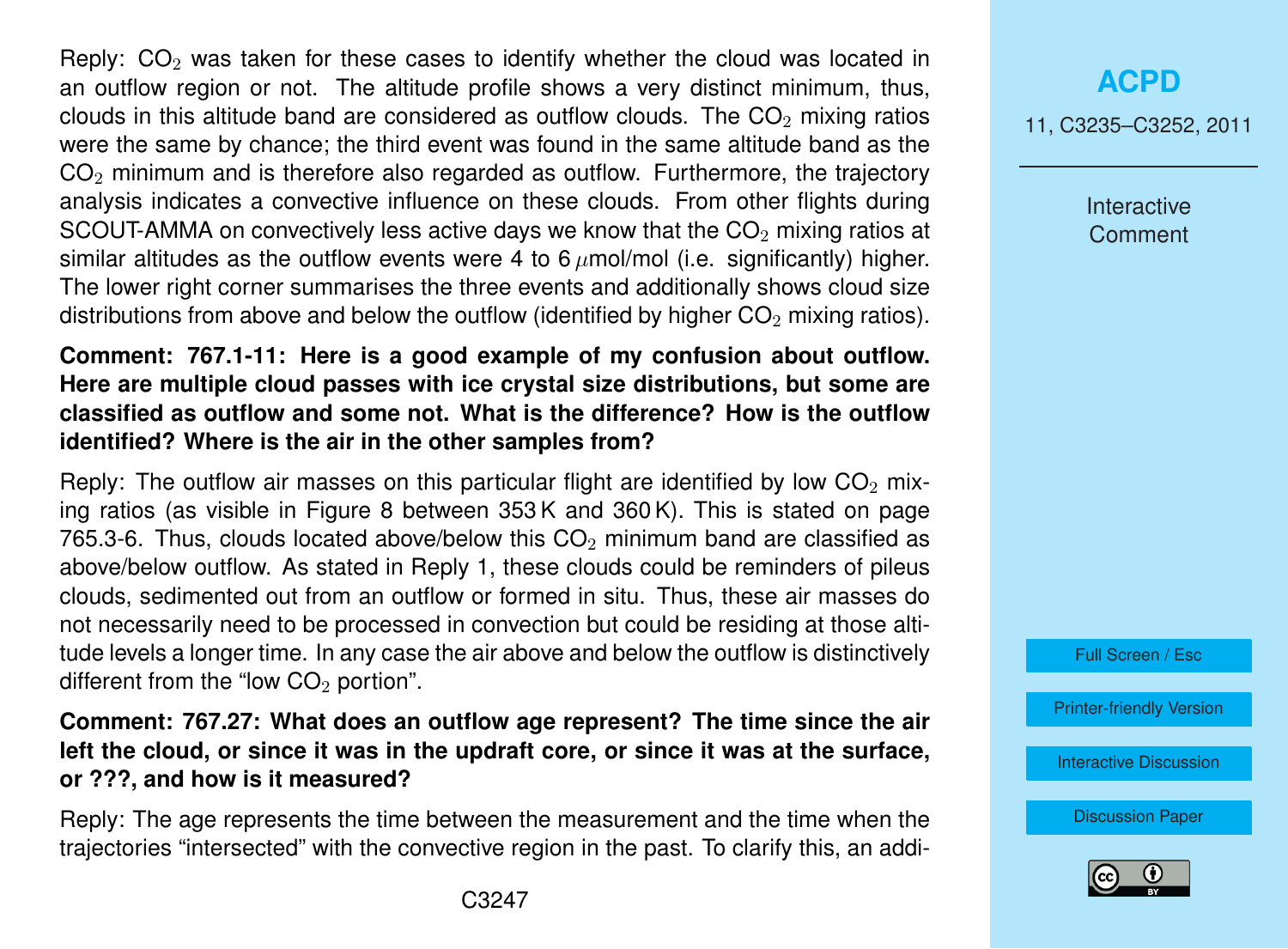Reply: $CO_2$ was taken for these cases to identify whether the cloud was located in an outflow region or not. The altitude profile shows a very distinct minimum, thus, clouds in this altitude band are considered as outflow clouds. The $CO_2$ mixing ratios were the same by chance; the third event was found in the same altitude band as the $CO_2$ minimum and is therefore also regarded as outflow. Furthermore, the trajectory analysis indicates a convective influence on these clouds. From other flights during SCOUT-AMMA on convectively less active days we know that the $CO_2$ mixing ratios at similar altitudes as the outflow events were 4 to 6 $\mu$mol/mol (i.e. significantly) higher. The lower right corner summarises the three events and additionally shows cloud size distributions from above and below the outflow (identified by higher $CO_2$ mixing ratios).

**Comment: 767.1-11: Here is a good example of my confusion about outflow. Here are multiple cloud passes with ice crystal size distributions, but some are classified as outflow and some not. What is the difference? How is the outflow identified? Where is the air in the other samples from?**

Reply: The outflow air masses on this particular flight are identified by low $CO_2$ mixing ratios (as visible in Figure 8 between 353 K and 360 K). This is stated on page 765.3-6. Thus, clouds located above/below this $CO_2$ minimum band are classified as above/below outflow. As stated in Reply 1, these clouds could be reminders of pileus clouds, sedimented out from an outflow or formed in situ. Thus, these air masses do not necessarily need to be processed in convection but could be residing at those altitude levels a longer time. In any case the air above and below the outflow is distinctively different from the "low $CO_2$ portion".

**Comment: 767.27: What does an outflow age represent? The time since the air left the cloud, or since it was in the updraft core, or since it was at the surface, or ???, and how is it measured?**

Reply: The age represents the time between the measurement and the time when the trajectories "intersected" with the convective region in the past. To clarify this, an addi-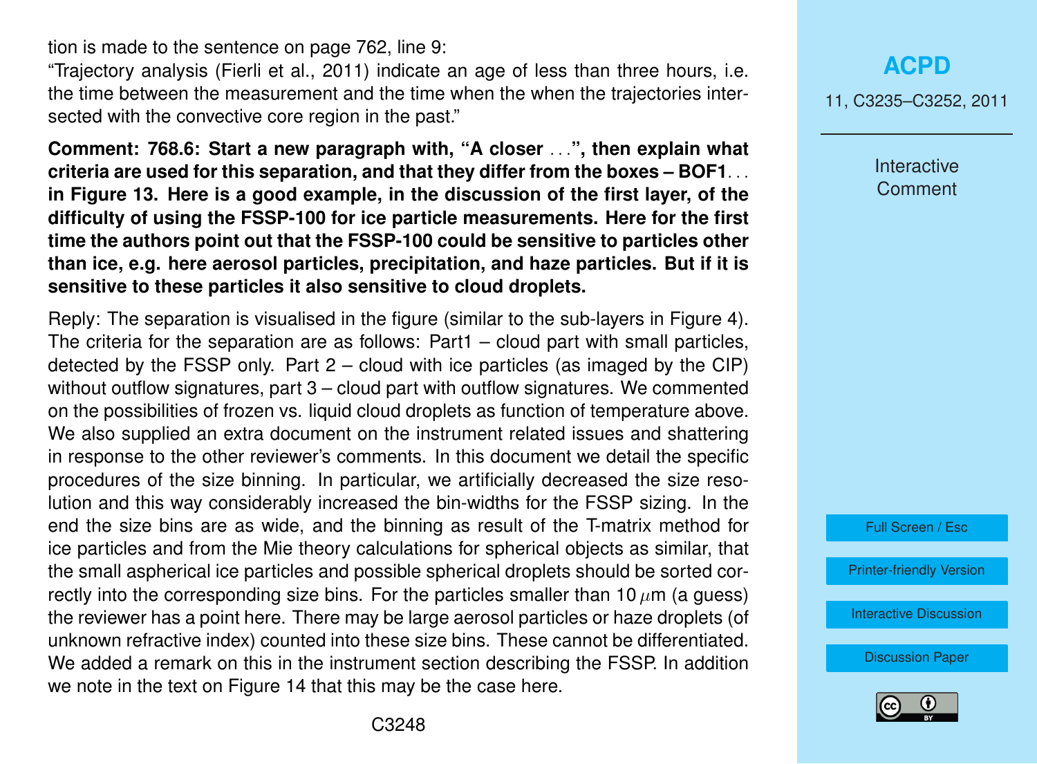tion is made to the sentence on page 762, line 9:
"Trajectory analysis (Fierli et al., 2011) indicate an age of less than three hours, i.e. the time between the measurement and the time when the when the trajectories intersected with the convective core region in the past."

**Comment: 768.6: Start a new paragraph with, "A closer ...", then explain what criteria are used for this separation, and that they differ from the boxes – BOF1... in Figure 13. Here is a good example, in the discussion of the first layer, of the difficulty of using the FSSP-100 for ice particle measurements. Here for the first time the authors point out that the FSSP-100 could be sensitive to particles other than ice, e.g. here aerosol particles, precipitation, and haze particles. But if it is sensitive to these particles it also sensitive to cloud droplets.**

Reply: The separation is visualised in the figure (similar to the sub-layers in Figure 4). The criteria for the separation are as follows: Part1 – cloud part with small particles, detected by the FSSP only. Part 2 – cloud with ice particles (as imaged by the CIP) without outflow signatures, part 3 – cloud part with outflow signatures. We commented on the possibilities of frozen vs. liquid cloud droplets as function of temperature above. We also supplied an extra document on the instrument related issues and shattering in response to the other reviewer's comments. In this document we detail the specific procedures of the size binning. In particular, we artificially decreased the size resolution and this way considerably increased the bin-widths for the FSSP sizing. In the end the size bins are as wide, and the binning as result of the T-matrix method for ice particles and from the Mie theory calculations for spherical objects as similar, that the small aspherical ice particles and possible spherical droplets should be sorted correctly into the corresponding size bins. For the particles smaller than 10 $\mu$m (a guess) the reviewer has a point here. There may be large aerosol particles or haze droplets (of unknown refractive index) counted into these size bins. These cannot be differentiated. We added a remark on this in the instrument section describing the FSSP. In addition we note in the text on Figure 14 that this may be the case here.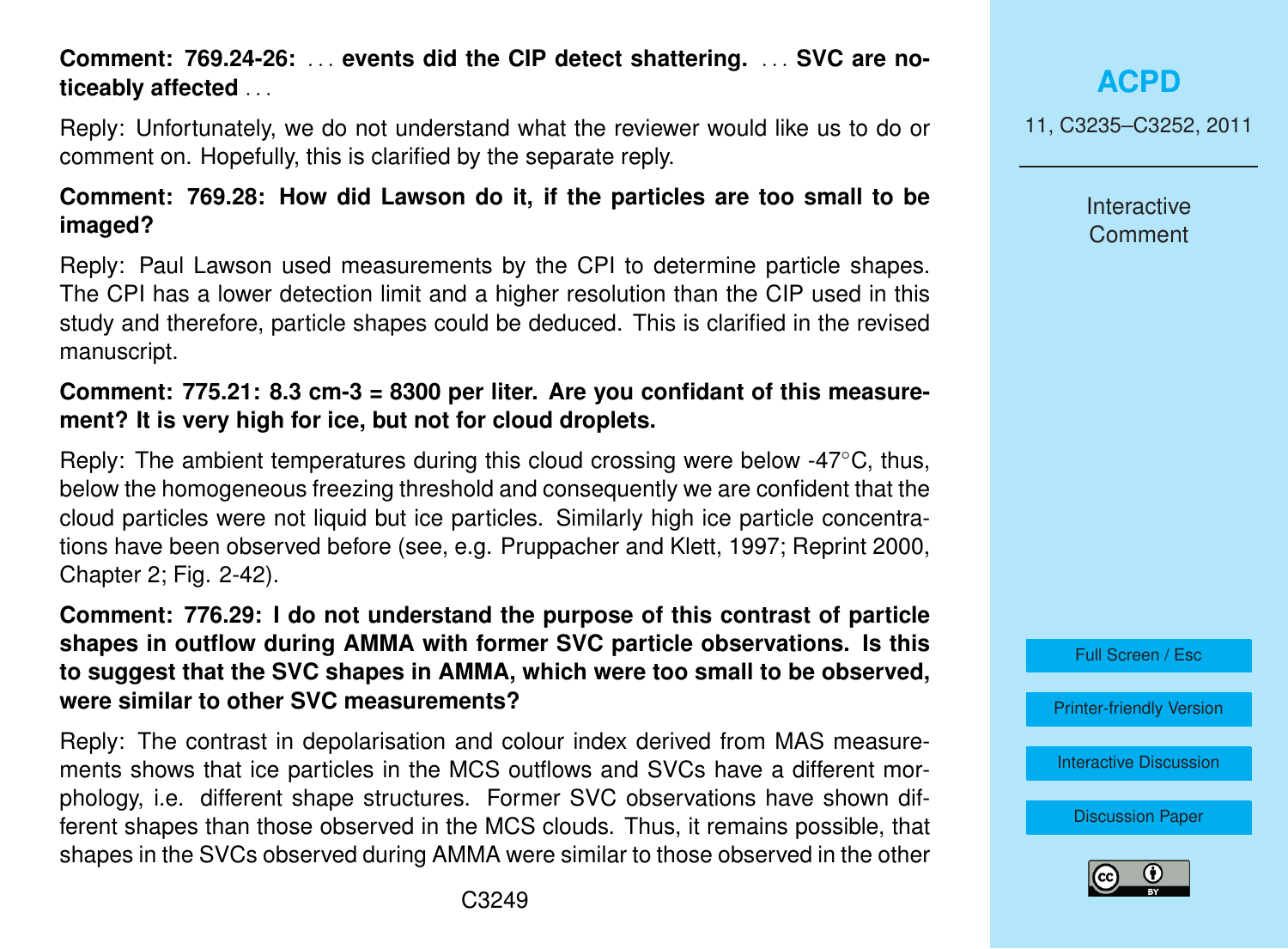**Comment: 769.24-26: ... events did the CIP detect shattering. ... SVC are noticeably affected ...**

Reply: Unfortunately, we do not understand what the reviewer would like us to do or comment on. Hopefully, this is clarified by the separate reply.

**Comment: 769.28: How did Lawson do it, if the particles are too small to be imaged?**

Reply: Paul Lawson used measurements by the CPI to determine particle shapes. The CPI has a lower detection limit and a higher resolution than the CIP used in this study and therefore, particle shapes could be deduced. This is clarified in the revised manuscript.

**Comment: 775.21: 8.3 cm-3 = 8300 per liter. Are you confidant of this measurement? It is very high for ice, but not for cloud droplets.**

Reply: The ambient temperatures during this cloud crossing were below -47°C, thus, below the homogeneous freezing threshold and consequently we are confident that the cloud particles were not liquid but ice particles. Similarly high ice particle concentrations have been observed before (see, e.g. Pruppacher and Klett, 1997; Reprint 2000, Chapter 2; Fig. 2-42).

**Comment: 776.29: I do not understand the purpose of this contrast of particle shapes in outflow during AMMA with former SVC particle observations. Is this to suggest that the SVC shapes in AMMA, which were too small to be observed, were similar to other SVC measurements?**

Reply: The contrast in depolarisation and colour index derived from MAS measurements shows that ice particles in the MCS outflows and SVCs have a different morphology, i.e. different shape structures. Former SVC observations have shown different shapes than those observed in the MCS clouds. Thus, it remains possible, that shapes in the SVCs observed during AMMA were similar to those observed in the other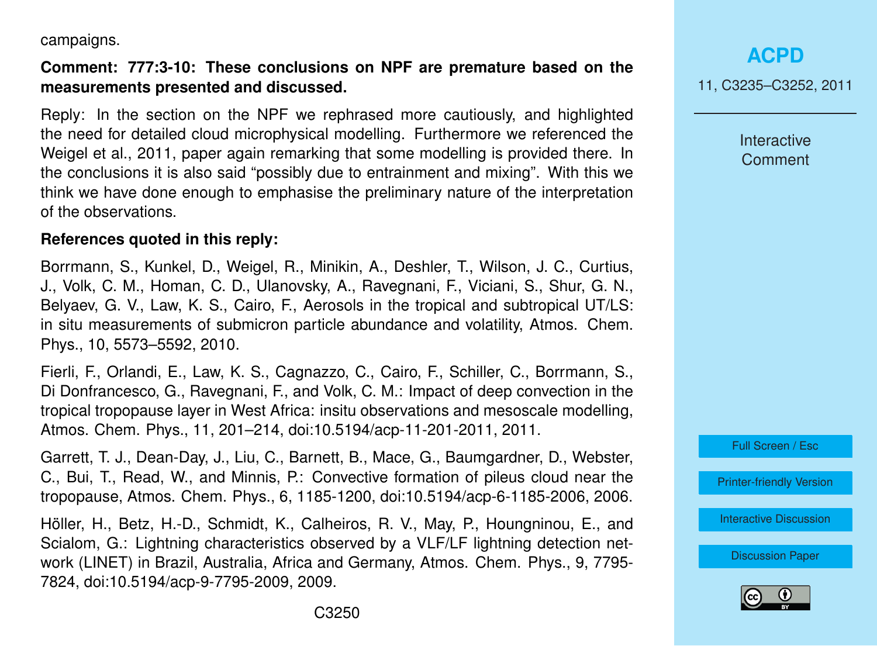campaigns.

**Comment: 777:3-10: These conclusions on NPF are premature based on the measurements presented and discussed.**

Reply: In the section on the NPF we rephrased more cautiously, and highlighted the need for detailed cloud microphysical modelling. Furthermore we referenced the Weigel et al., 2011, paper again remarking that some modelling is provided there. In the conclusions it is also said "possibly due to entrainment and mixing". With this we think we have done enough to emphasise the preliminary nature of the interpretation of the observations.

**References quoted in this reply:**

Borrmann, S., Kunkel, D., Weigel, R., Minikin, A., Deshler, T., Wilson, J. C., Curtius, J., Volk, C. M., Homan, C. D., Ulanovsky, A., Ravegnani, F., Viciani, S., Shur, G. N., Belyaev, G. V., Law, K. S., Cairo, F., Aerosols in the tropical and subtropical UT/LS: in situ measurements of submicron particle abundance and volatility, Atmos. Chem. Phys., 10, 5573–5592, 2010.

Fierli, F., Orlandi, E., Law, K. S., Cagnazzo, C., Cairo, F., Schiller, C., Borrmann, S., Di Donfrancesco, G., Ravegnani, F., and Volk, C. M.: Impact of deep convection in the tropical tropopause layer in West Africa: insitu observations and mesoscale modelling, Atmos. Chem. Phys., 11, 201–214, doi:10.5194/acp-11-201-2011, 2011.

Garrett, T. J., Dean-Day, J., Liu, C., Barnett, B., Mace, G., Baumgardner, D., Webster, C., Bui, T., Read, W., and Minnis, P.: Convective formation of pileus cloud near the tropopause, Atmos. Chem. Phys., 6, 1185-1200, doi:10.5194/acp-6-1185-2006, 2006.

Höller, H., Betz, H.-D., Schmidt, K., Calheiros, R. V., May, P., Houngninou, E., and Scialom, G.: Lightning characteristics observed by a VLF/LF lightning detection network (LINET) in Brazil, Australia, Africa and Germany, Atmos. Chem. Phys., 9, 7795-7824, doi:10.5194/acp-9-7795-2009, 2009.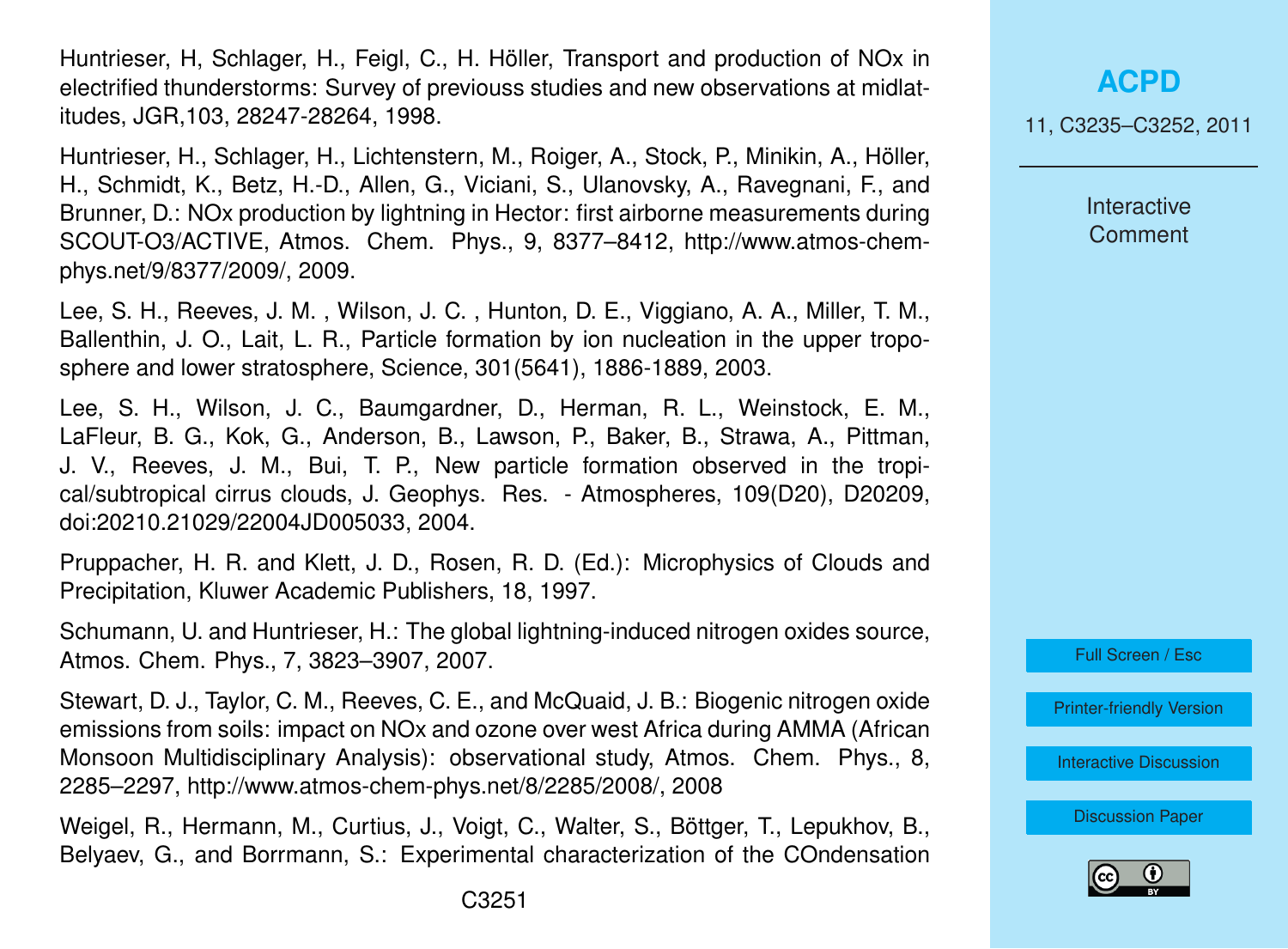Huntrieser, H, Schlager, H., Feigl, C., H. Höller, Transport and production of NOx in electrified thunderstorms: Survey of previouss studies and new observations at midlatitudes, JGR,103, 28247-28264, 1998.

Huntrieser, H., Schlager, H., Lichtenstern, M., Roiger, A., Stock, P., Minikin, A., Höller, H., Schmidt, K., Betz, H.-D., Allen, G., Viciani, S., Ulanovsky, A., Ravegnani, F., and Brunner, D.: NOx production by lightning in Hector: first airborne measurements during SCOUT-O3/ACTIVE, Atmos. Chem. Phys., 9, 8377–8412, http://www.atmos-chem-phys.net/9/8377/2009/, 2009.

Lee, S. H., Reeves, J. M. , Wilson, J. C. , Hunton, D. E., Viggiano, A. A., Miller, T. M., Ballenthin, J. O., Lait, L. R., Particle formation by ion nucleation in the upper troposphere and lower stratosphere, Science, 301(5641), 1886-1889, 2003.

Lee, S. H., Wilson, J. C., Baumgardner, D., Herman, R. L., Weinstock, E. M., LaFleur, B. G., Kok, G., Anderson, B., Lawson, P., Baker, B., Strawa, A., Pittman, J. V., Reeves, J. M., Bui, T. P., New particle formation observed in the tropical/subtropical cirrus clouds, J. Geophys. Res. - Atmospheres, 109(D20), D20209, doi:20210.21029/22004JD005033, 2004.

Pruppacher, H. R. and Klett, J. D., Rosen, R. D. (Ed.): Microphysics of Clouds and Precipitation, Kluwer Academic Publishers, 18, 1997.

Schumann, U. and Huntrieser, H.: The global lightning-induced nitrogen oxides source, Atmos. Chem. Phys., 7, 3823–3907, 2007.

Stewart, D. J., Taylor, C. M., Reeves, C. E., and McQuaid, J. B.: Biogenic nitrogen oxide emissions from soils: impact on NOx and ozone over west Africa during AMMA (African Monsoon Multidisciplinary Analysis): observational study, Atmos. Chem. Phys., 8, 2285–2297, http://www.atmos-chem-phys.net/8/2285/2008/, 2008

Weigel, R., Hermann, M., Curtius, J., Voigt, C., Walter, S., Böttger, T., Lepukhov, B., Belyaev, G., and Borrmann, S.: Experimental characterization of the COndensation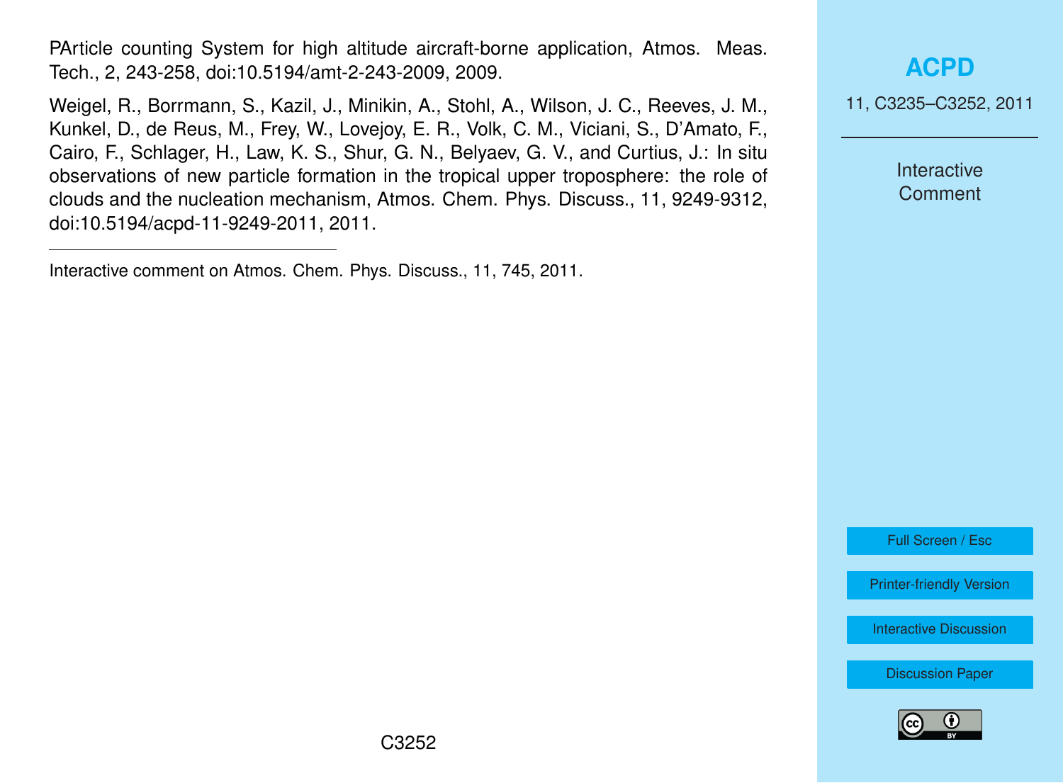PArticle counting System for high altitude aircraft-borne application, Atmos. Meas. Tech., 2, 243-258, doi:10.5194/amt-2-243-2009, 2009.

Weigel, R., Borrmann, S., Kazil, J., Minikin, A., Stohl, A., Wilson, J. C., Reeves, J. M., Kunkel, D., de Reus, M., Frey, W., Lovejoy, E. R., Volk, C. M., Viciani, S., D'Amato, F., Cairo, F., Schlager, H., Law, K. S., Shur, G. N., Belyaev, G. V., and Curtius, J.: In situ observations of new particle formation in the tropical upper troposphere: the role of clouds and the nucleation mechanism, Atmos. Chem. Phys. Discuss., 11, 9249-9312, doi:10.5194/acpd-11-9249-2011, 2011.

---

Interactive comment on Atmos. Chem. Phys. Discuss., 11, 745, 2011.